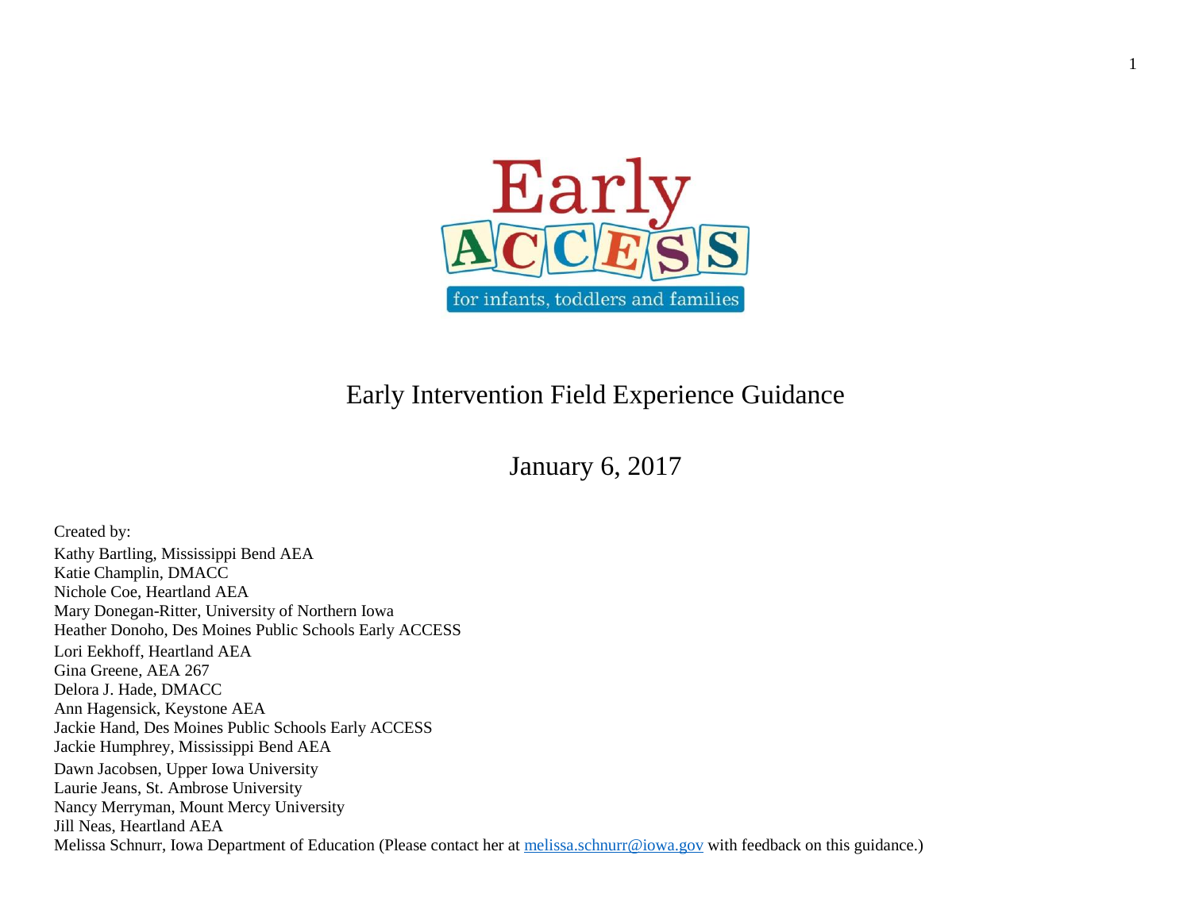# Early Intervention Field Experience Guidance

## January 6, 2017

Created by:

Kathy Bartling, Mississippi Bend AEA
Katie Champlin, DMACC
Nichole Coe, Heartland AEA
Mary Donegan-Ritter, University of Northern Iowa
Heather Donoho, Des Moines Public Schools Early ACCESS
Lori Eekhoff, Heartland AEA
Gina Greene, AEA 267
Delora J. Hade, DMACC
Ann Hagensick, Keystone AEA
Jackie Hand, Des Moines Public Schools Early ACCESS
Jackie Humphrey, Mississippi Bend AEA
Dawn Jacobsen, Upper Iowa University
Laurie Jeans, St. Ambrose University
Nancy Merryman, Mount Mercy University
Jill Neas, Heartland AEA
Melissa Schnurr, Iowa Department of Education (Please contact her at melissa.schnurr@iowa.gov with feedback on this guidance.)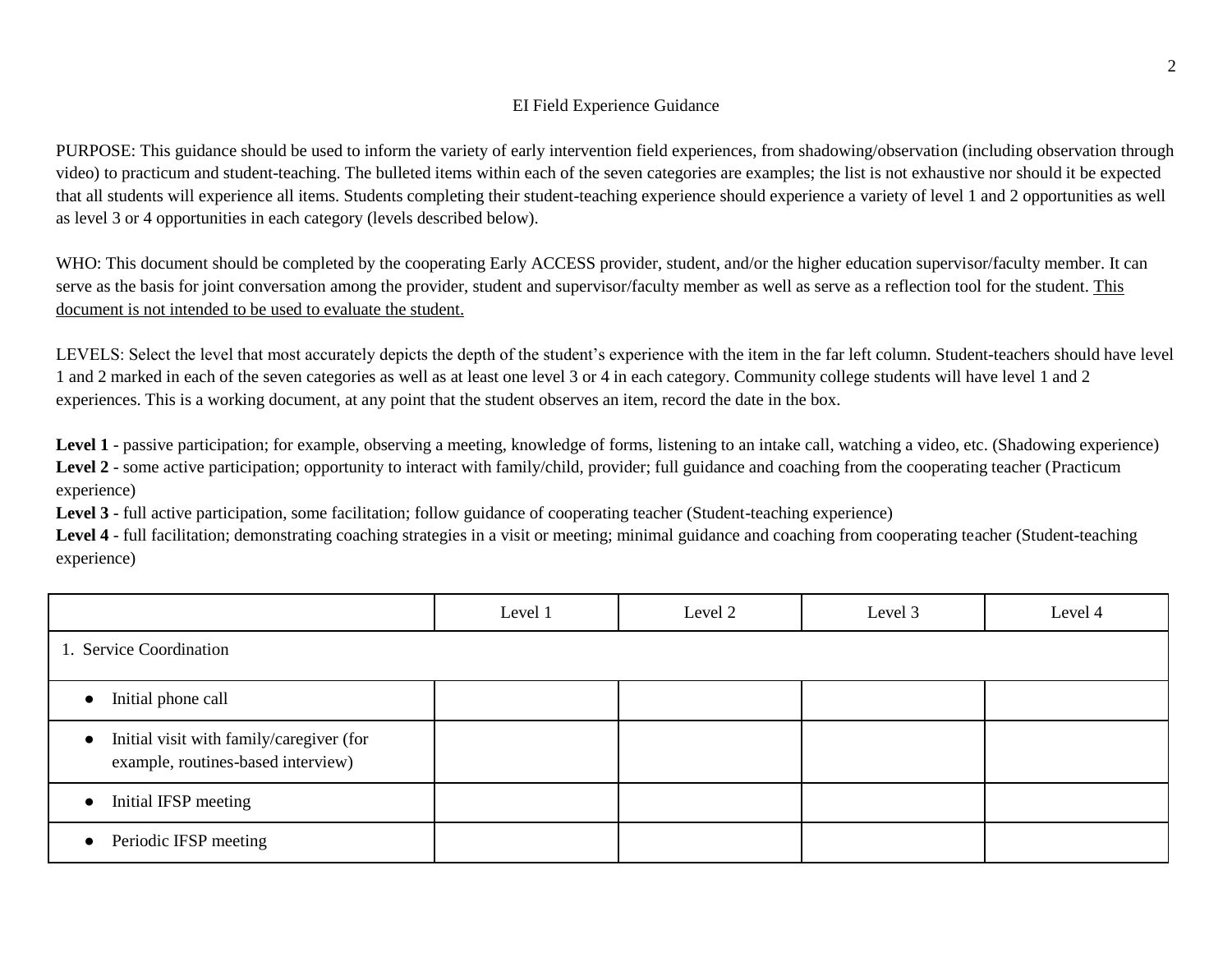EI Field Experience Guidance

PURPOSE: This guidance should be used to inform the variety of early intervention field experiences, from shadowing/observation (including observation through video) to practicum and student-teaching. The bulleted items within each of the seven categories are examples; the list is not exhaustive nor should it be expected that all students will experience all items. Students completing their student-teaching experience should experience a variety of level 1 and 2 opportunities as well as level 3 or 4 opportunities in each category (levels described below).

WHO: This document should be completed by the cooperating Early ACCESS provider, student, and/or the higher education supervisor/faculty member. It can serve as the basis for joint conversation among the provider, student and supervisor/faculty member as well as serve as a reflection tool for the student. <u>This document is not intended to be used to evaluate the student.</u>

LEVELS: Select the level that most accurately depicts the depth of the student's experience with the item in the far left column. Student-teachers should have level 1 and 2 marked in each of the seven categories as well as at least one level 3 or 4 in each category. Community college students will have level 1 and 2 experiences. This is a working document, at any point that the student observes an item, record the date in the box.

**Level 1** - passive participation; for example, observing a meeting, knowledge of forms, listening to an intake call, watching a video, etc. (Shadowing experience)
**Level 2** - some active participation; opportunity to interact with family/child, provider; full guidance and coaching from the cooperating teacher (Practicum experience)
**Level 3** - full active participation, some facilitation; follow guidance of cooperating teacher (Student-teaching experience)
**Level 4** - full facilitation; demonstrating coaching strategies in a visit or meeting; minimal guidance and coaching from cooperating teacher (Student-teaching experience)

| | Level 1 | Level 2 | Level 3 | Level 4 |
|---|---|---|---|---|
| 1. Service Coordination | | | | |
| • Initial phone call | | | | |
| • Initial visit with family/caregiver (for example, routines-based interview) | | | | |
| • Initial IFSP meeting | | | | |
| • Periodic IFSP meeting | | | | |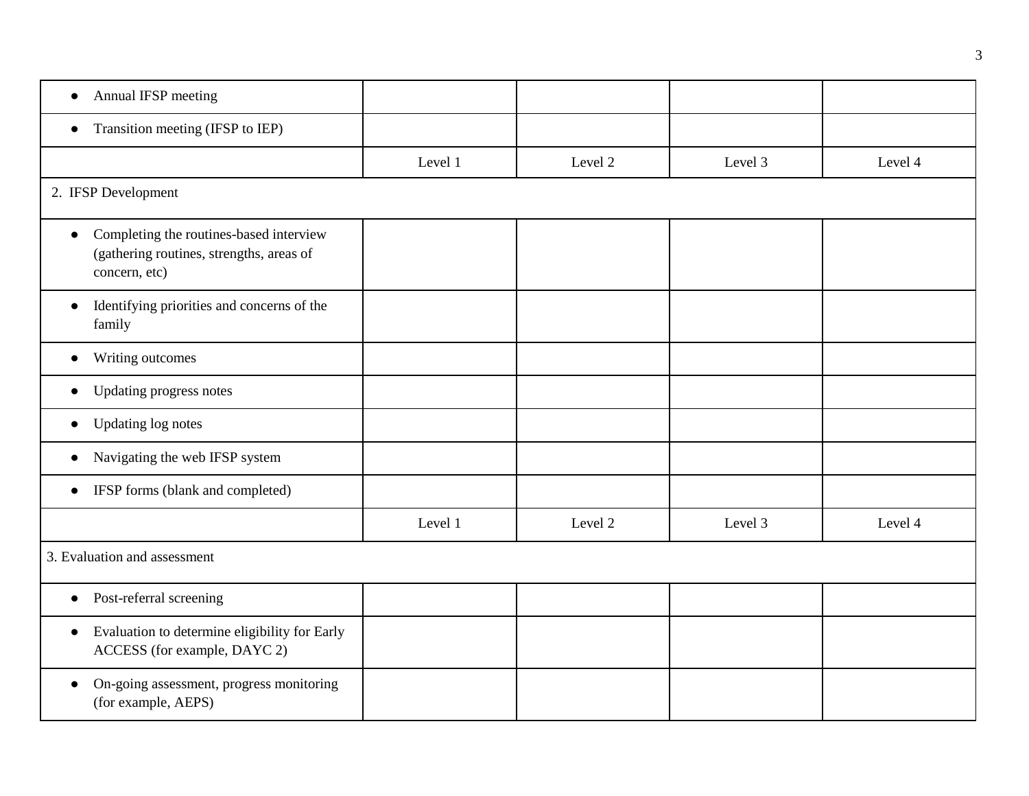| | | | | |
|---|---|---|---|---|
| • Annual IFSP meeting | | | | |
| • Transition meeting (IFSP to IEP) | | | | |
| | Level 1 | Level 2 | Level 3 | Level 4 |
| 2. IFSP Development | | | | |
| • Completing the routines-based interview (gathering routines, strengths, areas of concern, etc) | | | | |
| • Identifying priorities and concerns of the family | | | | |
| • Writing outcomes | | | | |
| • Updating progress notes | | | | |
| • Updating log notes | | | | |
| • Navigating the web IFSP system | | | | |
| • IFSP forms (blank and completed) | | | | |
| | Level 1 | Level 2 | Level 3 | Level 4 |
| 3. Evaluation and assessment | | | | |
| • Post-referral screening | | | | |
| • Evaluation to determine eligibility for Early ACCESS (for example, DAYC 2) | | | | |
| • On-going assessment, progress monitoring (for example, AEPS) | | | | |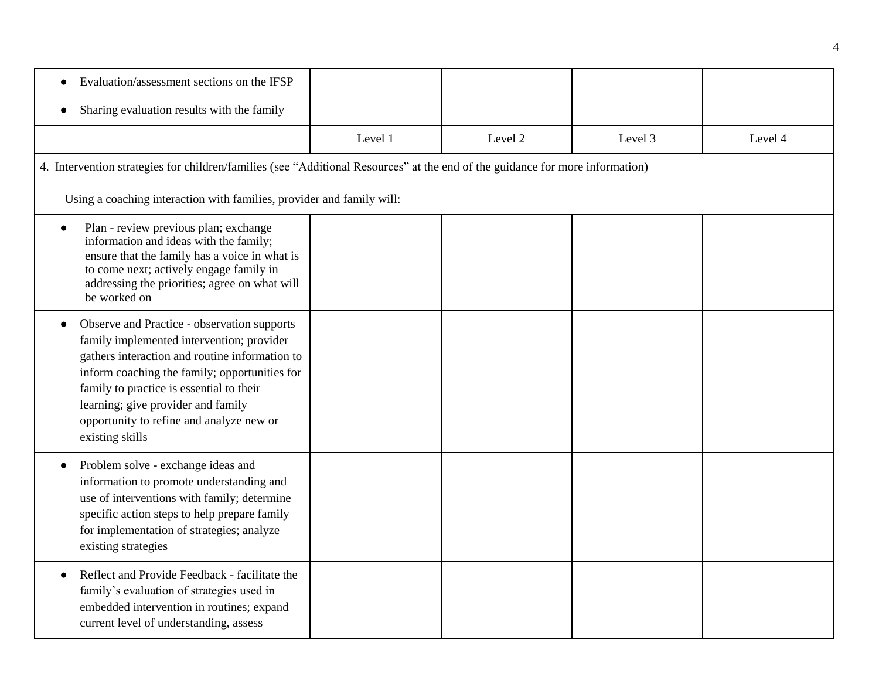| | | | | |
|---|---|---|---|---|
| • Evaluation/assessment sections on the IFSP | | | | |
| • Sharing evaluation results with the family | | | | |
| | Level 1 | Level 2 | Level 3 | Level 4 |
| 4. Intervention strategies for children/families (see "Additional Resources" at the end of the guidance for more information)<br><br>Using a coaching interaction with families, provider and family will: | | | | |
| • Plan - review previous plan; exchange information and ideas with the family; ensure that the family has a voice in what is to come next; actively engage family in addressing the priorities; agree on what will be worked on | | | | |
| • Observe and Practice - observation supports family implemented intervention; provider gathers interaction and routine information to inform coaching the family; opportunities for family to practice is essential to their learning; give provider and family opportunity to refine and analyze new or existing skills | | | | |
| • Problem solve - exchange ideas and information to promote understanding and use of interventions with family; determine specific action steps to help prepare family for implementation of strategies; analyze existing strategies | | | | |
| • Reflect and Provide Feedback - facilitate the family's evaluation of strategies used in embedded intervention in routines; expand current level of understanding, assess | | | | |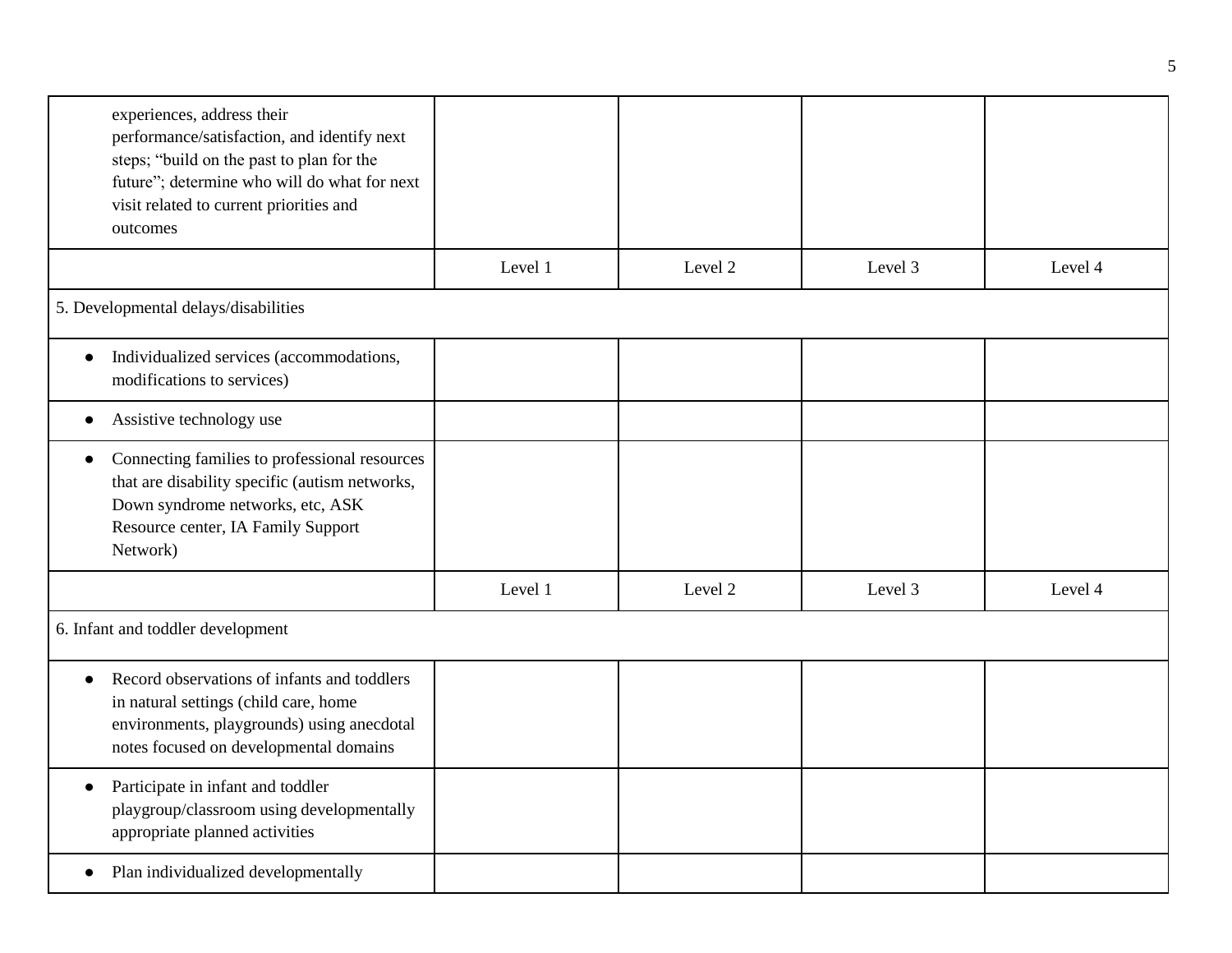| | | | | |
|---|---|---|---|---|
| experiences, address their performance/satisfaction, and identify next steps; "build on the past to plan for the future"; determine who will do what for next visit related to current priorities and outcomes | | | | |
| | Level 1 | Level 2 | Level 3 | Level 4 |
| 5. Developmental delays/disabilities | | | | |
| • Individualized services (accommodations, modifications to services) | | | | |
| • Assistive technology use | | | | |
| • Connecting families to professional resources that are disability specific (autism networks, Down syndrome networks, etc, ASK Resource center, IA Family Support Network) | | | | |
| | Level 1 | Level 2 | Level 3 | Level 4 |
| 6. Infant and toddler development | | | | |
| • Record observations of infants and toddlers in natural settings (child care, home environments, playgrounds) using anecdotal notes focused on developmental domains | | | | |
| • Participate in infant and toddler playgroup/classroom using developmentally appropriate planned activities | | | | |
| • Plan individualized developmentally | | | | |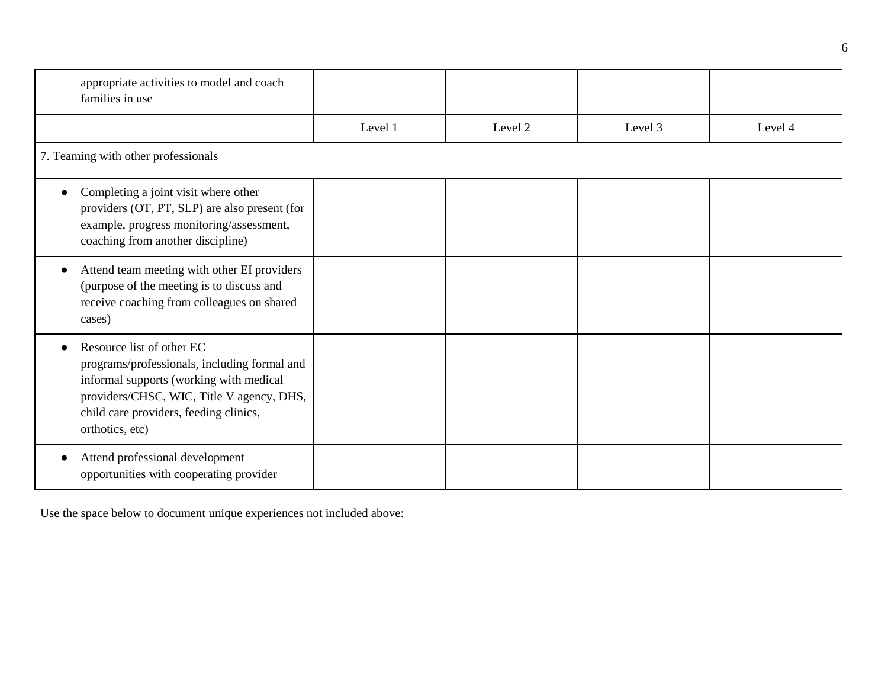| | | | | |
|---|---|---|---|---|
| appropriate activities to model and coach families in use | | | | |
| | Level 1 | Level 2 | Level 3 | Level 4 |
| 7. Teaming with other professionals | | | | |
| • Completing a joint visit where other providers (OT, PT, SLP) are also present (for example, progress monitoring/assessment, coaching from another discipline) | | | | |
| • Attend team meeting with other EI providers (purpose of the meeting is to discuss and receive coaching from colleagues on shared cases) | | | | |
| • Resource list of other EC programs/professionals, including formal and informal supports (working with medical providers/CHSC, WIC, Title V agency, DHS, child care providers, feeding clinics, orthotics, etc) | | | | |
| • Attend professional development opportunities with cooperating provider | | | | |

Use the space below to document unique experiences not included above: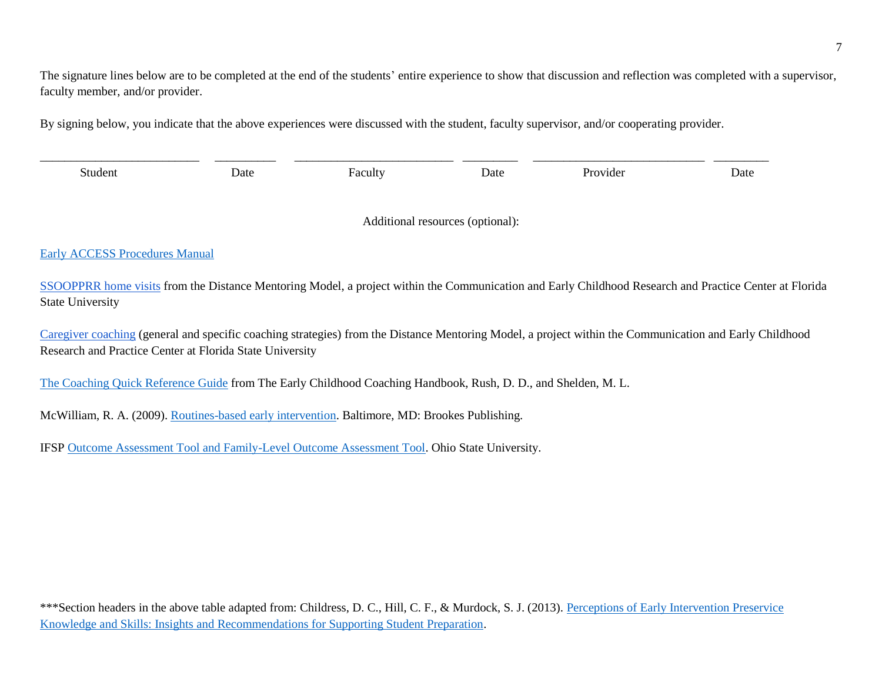The signature lines below are to be completed at the end of the students' entire experience to show that discussion and reflection was completed with a supervisor, faculty member, and/or provider.

By signing below, you indicate that the above experiences were discussed with the student, faculty supervisor, and/or cooperating provider.

| | | | | | |
|---|---|---|---|---|---|
| _________________________ | __________ | _________________________ | _________ | ___________________________ | _________ |
| Student | Date | Faculty | Date | Provider | Date |

Additional resources (optional):

Early ACCESS Procedures Manual

SSOOPPRR home visits from the Distance Mentoring Model, a project within the Communication and Early Childhood Research and Practice Center at Florida State University

Caregiver coaching (general and specific coaching strategies) from the Distance Mentoring Model, a project within the Communication and Early Childhood Research and Practice Center at Florida State University

The Coaching Quick Reference Guide from The Early Childhood Coaching Handbook, Rush, D. D., and Shelden, M. L.

McWilliam, R. A. (2009). Routines-based early intervention. Baltimore, MD: Brookes Publishing.

IFSP Outcome Assessment Tool and Family-Level Outcome Assessment Tool. Ohio State University.

***Section headers in the above table adapted from: Childress, D. C., Hill, C. F., & Murdock, S. J. (2013). Perceptions of Early Intervention Preservice Knowledge and Skills: Insights and Recommendations for Supporting Student Preparation.